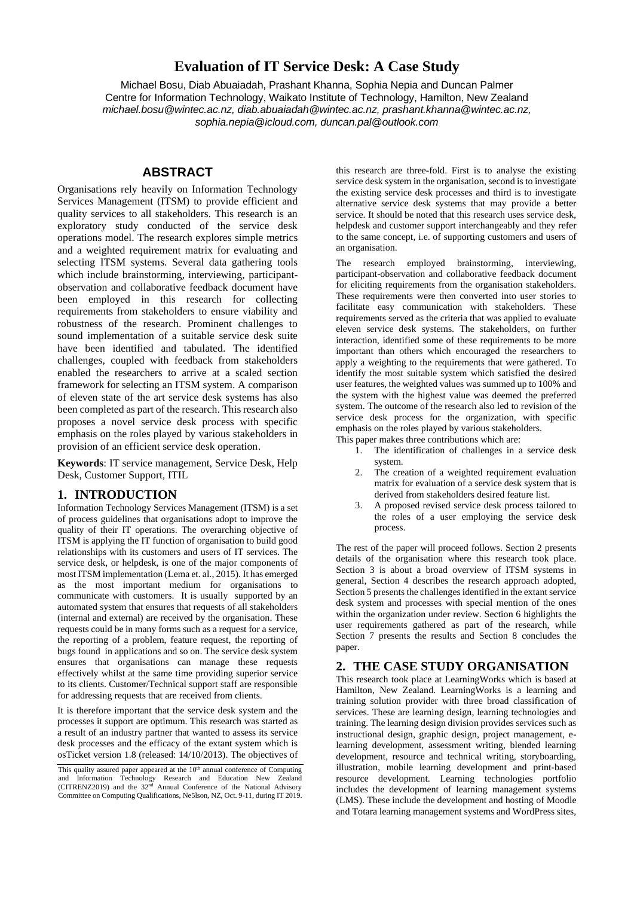# Evaluation of IT Service Desk: A Case Study

Michael Bosu, Diab Abuaiadah, Prashant Khanna, Sophia Nepia and Duncan Palmer
Centre for Information Technology, Waikato Institute of Technology, Hamilton, New Zealand
*michael.bosu@wintec.ac.nz, diab.abuaiadah@wintec.ac.nz, prashant.khanna@wintec.ac.nz, sophia.nepia@icloud.com, duncan.pal@outlook.com*

## ABSTRACT

Organisations rely heavily on Information Technology Services Management (ITSM) to provide efficient and quality services to all stakeholders. This research is an exploratory study conducted of the service desk operations model. The research explores simple metrics and a weighted requirement matrix for evaluating and selecting ITSM systems. Several data gathering tools which include brainstorming, interviewing, participant-observation and collaborative feedback document have been employed in this research for collecting requirements from stakeholders to ensure viability and robustness of the research. Prominent challenges to sound implementation of a suitable service desk suite have been identified and tabulated. The identified challenges, coupled with feedback from stakeholders enabled the researchers to arrive at a scaled section framework for selecting an ITSM system. A comparison of eleven state of the art service desk systems has also been completed as part of the research. This research also proposes a novel service desk process with specific emphasis on the roles played by various stakeholders in provision of an efficient service desk operation.

**Keywords**: IT service management, Service Desk, Help Desk, Customer Support, ITIL

## 1. INTRODUCTION

Information Technology Services Management (ITSM) is a set of process guidelines that organisations adopt to improve the quality of their IT operations. The overarching objective of ITSM is applying the IT function of organisation to build good relationships with its customers and users of IT services. The service desk, or helpdesk, is one of the major components of most ITSM implementation (Lema et. al., 2015). It has emerged as the most important medium for organisations to communicate with customers. It is usually supported by an automated system that ensures that requests of all stakeholders (internal and external) are received by the organisation. These requests could be in many forms such as a request for a service, the reporting of a problem, feature request, the reporting of bugs found in applications and so on. The service desk system ensures that organisations can manage these requests effectively whilst at the same time providing superior service to its clients. Customer/Technical support staff are responsible for addressing requests that are received from clients.

It is therefore important that the service desk system and the processes it support are optimum. This research was started as a result of an industry partner that wanted to assess its service desk processes and the efficacy of the extant system which is osTicket version 1.8 (released: 14/10/2013). The objectives of this research are three-fold. First is to analyse the existing service desk system in the organisation, second is to investigate the existing service desk processes and third is to investigate alternative service desk systems that may provide a better service. It should be noted that this research uses service desk, helpdesk and customer support interchangeably and they refer to the same concept, i.e. of supporting customers and users of an organisation.

The research employed brainstorming, interviewing, participant-observation and collaborative feedback document for eliciting requirements from the organisation stakeholders. These requirements were then converted into user stories to facilitate easy communication with stakeholders. These requirements served as the criteria that was applied to evaluate eleven service desk systems. The stakeholders, on further interaction, identified some of these requirements to be more important than others which encouraged the researchers to apply a weighting to the requirements that were gathered. To identify the most suitable system which satisfied the desired user features, the weighted values was summed up to 100% and the system with the highest value was deemed the preferred system. The outcome of the research also led to revision of the service desk process for the organization, with specific emphasis on the roles played by various stakeholders.

This paper makes three contributions which are:

1. The identification of challenges in a service desk system.
2. The creation of a weighted requirement evaluation matrix for evaluation of a service desk system that is derived from stakeholders desired feature list.
3. A proposed revised service desk process tailored to the roles of a user employing the service desk process.

The rest of the paper will proceed follows. Section 2 presents details of the organisation where this research took place. Section 3 is about a broad overview of ITSM systems in general, Section 4 describes the research approach adopted, Section 5 presents the challenges identified in the extant service desk system and processes with special mention of the ones within the organization under review. Section 6 highlights the user requirements gathered as part of the research, while Section 7 presents the results and Section 8 concludes the paper.

## 2. THE CASE STUDY ORGANISATION

This research took place at LearningWorks which is based at Hamilton, New Zealand. LearningWorks is a learning and training solution provider with three broad classification of services. These are learning design, learning technologies and training. The learning design division provides services such as instructional design, graphic design, project management, e-learning development, assessment writing, blended learning development, resource and technical writing, storyboarding, illustration, mobile learning development and print-based resource development. Learning technologies portfolio includes the development of learning management systems (LMS). These include the development and hosting of Moodle and Totara learning management systems and WordPress sites,

This quality assured paper appeared at the 10[th] annual conference of Computing and Information Technology Research and Education New Zealand (CITRENZ2019) and the 32[nd] Annual Conference of the National Advisory Committee on Computing Qualifications, Ne5lson, NZ, Oct. 9-11, during IT 2019.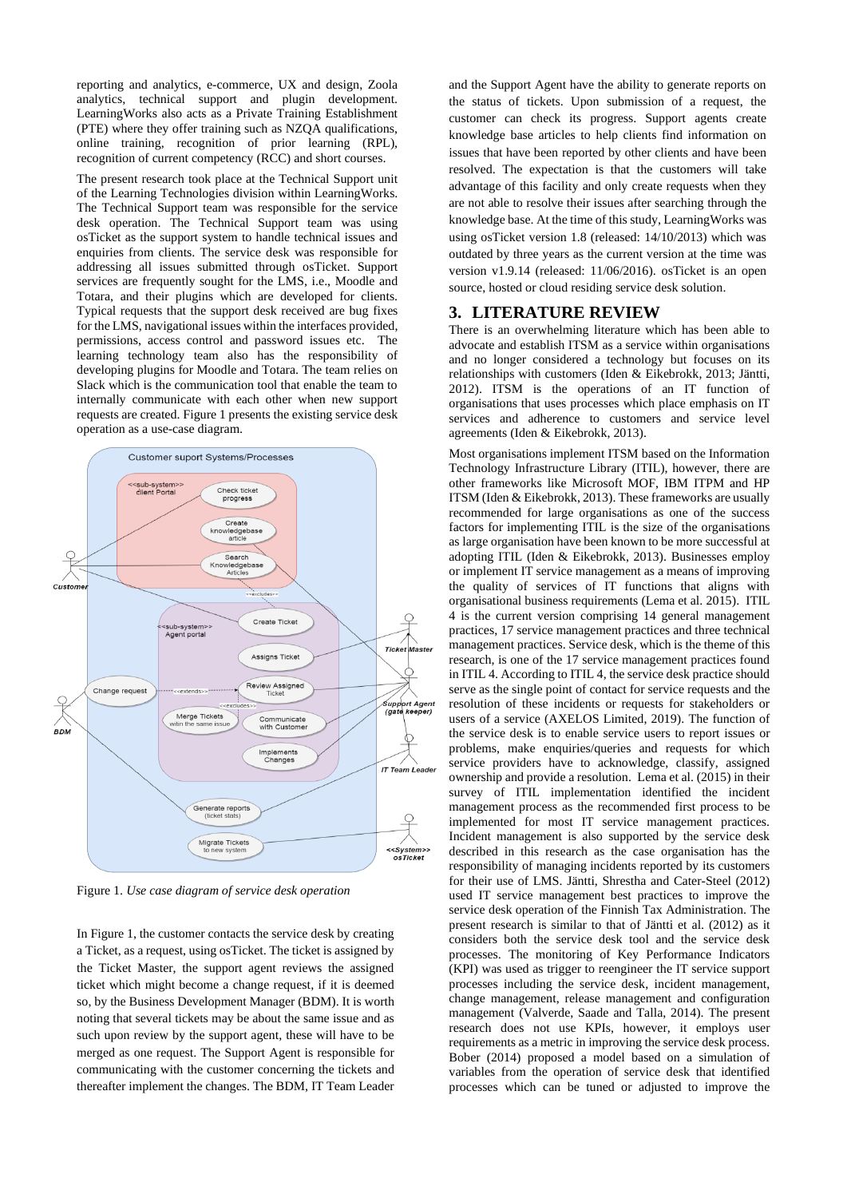reporting and analytics, e-commerce, UX and design, Zoola analytics, technical support and plugin development. LearningWorks also acts as a Private Training Establishment (PTE) where they offer training such as NZQA qualifications, online training, recognition of prior learning (RPL), recognition of current competency (RCC) and short courses.

The present research took place at the Technical Support unit of the Learning Technologies division within LearningWorks. The Technical Support team was responsible for the service desk operation. The Technical Support team was using osTicket as the support system to handle technical issues and enquiries from clients. The service desk was responsible for addressing all issues submitted through osTicket. Support services are frequently sought for the LMS, i.e., Moodle and Totara, and their plugins which are developed for clients. Typical requests that the support desk received are bug fixes for the LMS, navigational issues within the interfaces provided, permissions, access control and password issues etc. The learning technology team also has the responsibility of developing plugins for Moodle and Totara. The team relies on Slack which is the communication tool that enable the team to internally communicate with each other when new support requests are created. Figure 1 presents the existing service desk operation as a use-case diagram.

Figure 1. *Use case diagram of service desk operation*

In Figure 1, the customer contacts the service desk by creating a Ticket, as a request, using osTicket. The ticket is assigned by the Ticket Master, the support agent reviews the assigned ticket which might become a change request, if it is deemed so, by the Business Development Manager (BDM). It is worth noting that several tickets may be about the same issue and as such upon review by the support agent, these will have to be merged as one request. The Support Agent is responsible for communicating with the customer concerning the tickets and thereafter implement the changes. The BDM, IT Team Leader and the Support Agent have the ability to generate reports on the status of tickets. Upon submission of a request, the customer can check its progress. Support agents create knowledge base articles to help clients find information on issues that have been reported by other clients and have been resolved. The expectation is that the customers will take advantage of this facility and only create requests when they are not able to resolve their issues after searching through the knowledge base. At the time of this study, LearningWorks was using osTicket version 1.8 (released: 14/10/2013) which was outdated by three years as the current version at the time was version v1.9.14 (released: 11/06/2016). osTicket is an open source, hosted or cloud residing service desk solution.

## 3. LITERATURE REVIEW

There is an overwhelming literature which has been able to advocate and establish ITSM as a service within organisations and no longer considered a technology but focuses on its relationships with customers (Iden & Eikebrokk, 2013; Jäntti, 2012). ITSM is the operations of an IT function of organisations that uses processes which place emphasis on IT services and adherence to customers and service level agreements (Iden & Eikebrokk, 2013).

Most organisations implement ITSM based on the Information Technology Infrastructure Library (ITIL), however, there are other frameworks like Microsoft MOF, IBM ITPM and HP ITSM (Iden & Eikebrokk, 2013). These frameworks are usually recommended for large organisations as one of the success factors for implementing ITIL is the size of the organisations as large organisation have been known to be more successful at adopting ITIL (Iden & Eikebrokk, 2013). Businesses employ or implement IT service management as a means of improving the quality of services of IT functions that aligns with organisational business requirements (Lema et al. 2015). ITIL 4 is the current version comprising 14 general management practices, 17 service management practices and three technical management practices. Service desk, which is the theme of this research, is one of the 17 service management practices found in ITIL 4. According to ITIL 4, the service desk practice should serve as the single point of contact for service requests and the resolution of these incidents or requests for stakeholders or users of a service (AXELOS Limited, 2019). The function of the service desk is to enable service users to report issues or problems, make enquiries/queries and requests for which service providers have to acknowledge, classify, assigned ownership and provide a resolution. Lema et al. (2015) in their survey of ITIL implementation identified the incident management process as the recommended first process to be implemented for most IT service management practices. Incident management is also supported by the service desk described in this research as the case organisation has the responsibility of managing incidents reported by its customers for their use of LMS. Jäntti, Shrestha and Cater-Steel (2012) used IT service management best practices to improve the service desk operation of the Finnish Tax Administration. The present research is similar to that of Jäntti et al. (2012) as it considers both the service desk tool and the service desk processes. The monitoring of Key Performance Indicators (KPI) was used as trigger to reengineer the IT service support processes including the service desk, incident management, change management, release management and configuration management (Valverde, Saade and Talla, 2014). The present research does not use KPIs, however, it employs user requirements as a metric in improving the service desk process. Bober (2014) proposed a model based on a simulation of variables from the operation of service desk that identified processes which can be tuned or adjusted to improve the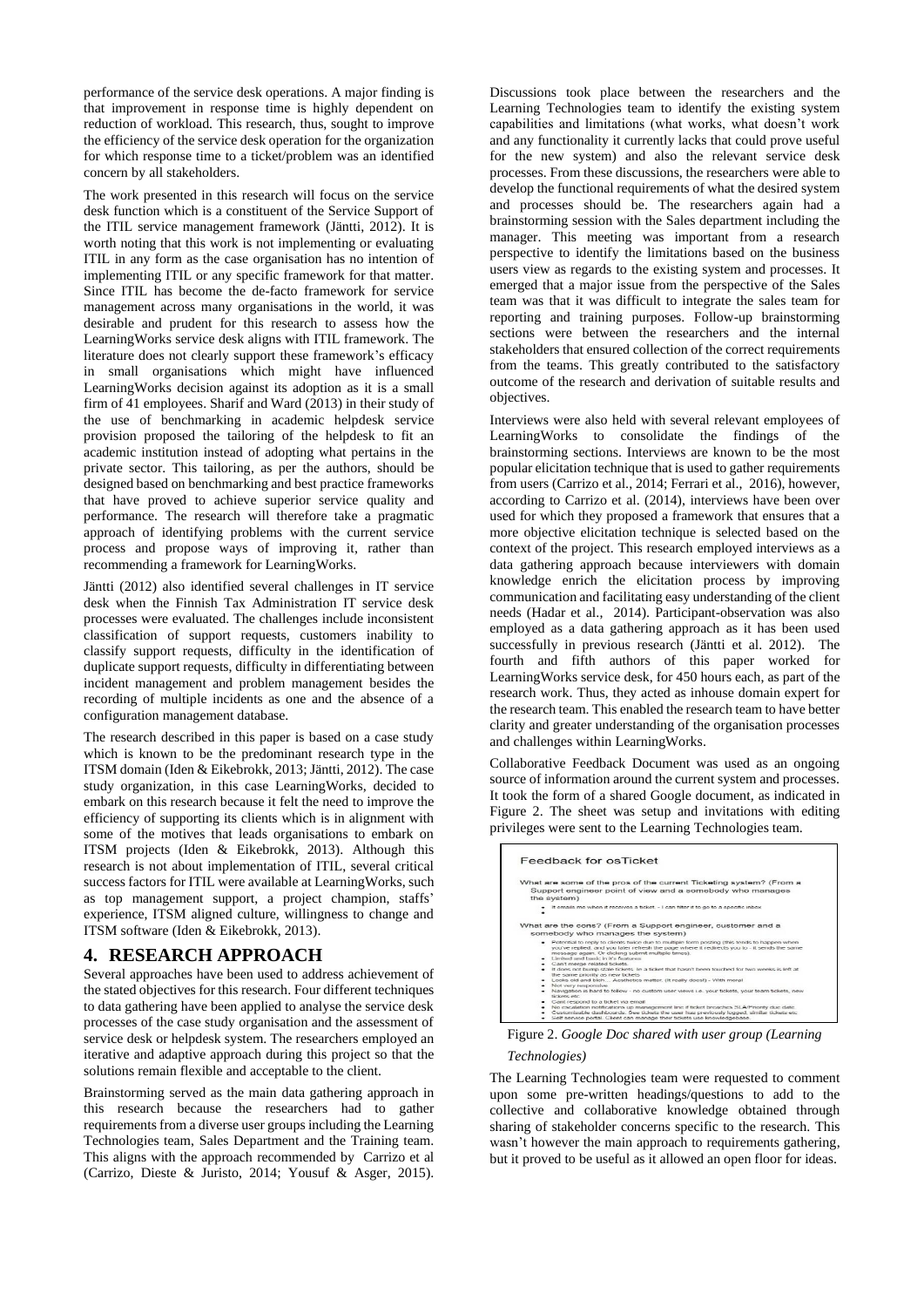performance of the service desk operations. A major finding is that improvement in response time is highly dependent on reduction of workload. This research, thus, sought to improve the efficiency of the service desk operation for the organization for which response time to a ticket/problem was an identified concern by all stakeholders.

The work presented in this research will focus on the service desk function which is a constituent of the Service Support of the ITIL service management framework (Jäntti, 2012). It is worth noting that this work is not implementing or evaluating ITIL in any form as the case organisation has no intention of implementing ITIL or any specific framework for that matter. Since ITIL has become the de-facto framework for service management across many organisations in the world, it was desirable and prudent for this research to assess how the LearningWorks service desk aligns with ITIL framework. The literature does not clearly support these framework's efficacy in small organisations which might have influenced LearningWorks decision against its adoption as it is a small firm of 41 employees. Sharif and Ward (2013) in their study of the use of benchmarking in academic helpdesk service provision proposed the tailoring of the helpdesk to fit an academic institution instead of adopting what pertains in the private sector. This tailoring, as per the authors, should be designed based on benchmarking and best practice frameworks that have proved to achieve superior service quality and performance. The research will therefore take a pragmatic approach of identifying problems with the current service process and propose ways of improving it, rather than recommending a framework for LearningWorks.

Jäntti (2012) also identified several challenges in IT service desk when the Finnish Tax Administration IT service desk processes were evaluated. The challenges include inconsistent classification of support requests, customers inability to classify support requests, difficulty in the identification of duplicate support requests, difficulty in differentiating between incident management and problem management besides the recording of multiple incidents as one and the absence of a configuration management database.

The research described in this paper is based on a case study which is known to be the predominant research type in the ITSM domain (Iden & Eikebrokk, 2013; Jäntti, 2012). The case study organization, in this case LearningWorks, decided to embark on this research because it felt the need to improve the efficiency of supporting its clients which is in alignment with some of the motives that leads organisations to embark on ITSM projects (Iden & Eikebrokk, 2013). Although this research is not about implementation of ITIL, several critical success factors for ITIL were available at LearningWorks, such as top management support, a project champion, staffs' experience, ITSM aligned culture, willingness to change and ITSM software (Iden & Eikebrokk, 2013).

# 4. RESEARCH APPROACH

Several approaches have been used to address achievement of the stated objectives for this research. Four different techniques to data gathering have been applied to analyse the service desk processes of the case study organisation and the assessment of service desk or helpdesk system. The researchers employed an iterative and adaptive approach during this project so that the solutions remain flexible and acceptable to the client.

Brainstorming served as the main data gathering approach in this research because the researchers had to gather requirements from a diverse user groups including the Learning Technologies team, Sales Department and the Training team. This aligns with the approach recommended by Carrizo et al (Carrizo, Dieste & Juristo, 2014; Yousuf & Asger, 2015). Discussions took place between the researchers and the Learning Technologies team to identify the existing system capabilities and limitations (what works, what doesn't work and any functionality it currently lacks that could prove useful for the new system) and also the relevant service desk processes. From these discussions, the researchers were able to develop the functional requirements of what the desired system and processes should be. The researchers again had a brainstorming session with the Sales department including the manager. This meeting was important from a research perspective to identify the limitations based on the business users view as regards to the existing system and processes. It emerged that a major issue from the perspective of the Sales team was that it was difficult to integrate the sales team for reporting and training purposes. Follow-up brainstorming sections were between the researchers and the internal stakeholders that ensured collection of the correct requirements from the teams. This greatly contributed to the satisfactory outcome of the research and derivation of suitable results and objectives.

Interviews were also held with several relevant employees of LearningWorks to consolidate the findings of the brainstorming sections. Interviews are known to be the most popular elicitation technique that is used to gather requirements from users (Carrizo et al., 2014; Ferrari et al., 2016), however, according to Carrizo et al. (2014), interviews have been over used for which they proposed a framework that ensures that a more objective elicitation technique is selected based on the context of the project. This research employed interviews as a data gathering approach because interviewers with domain knowledge enrich the elicitation process by improving communication and facilitating easy understanding of the client needs (Hadar et al., 2014). Participant-observation was also employed as a data gathering approach as it has been used successfully in previous research (Jäntti et al. 2012). The fourth and fifth authors of this paper worked for LearningWorks service desk, for 450 hours each, as part of the research work. Thus, they acted as inhouse domain expert for the research team. This enabled the research team to have better clarity and greater understanding of the organisation processes and challenges within LearningWorks.

Collaborative Feedback Document was used as an ongoing source of information around the current system and processes. It took the form of a shared Google document, as indicated in Figure 2. The sheet was setup and invitations with editing privileges were sent to the Learning Technologies team.

Figure 2. *Google Doc shared with user group (Learning Technologies)*

The Learning Technologies team were requested to comment upon some pre-written headings/questions to add to the collective and collaborative knowledge obtained through sharing of stakeholder concerns specific to the research. This wasn't however the main approach to requirements gathering, but it proved to be useful as it allowed an open floor for ideas.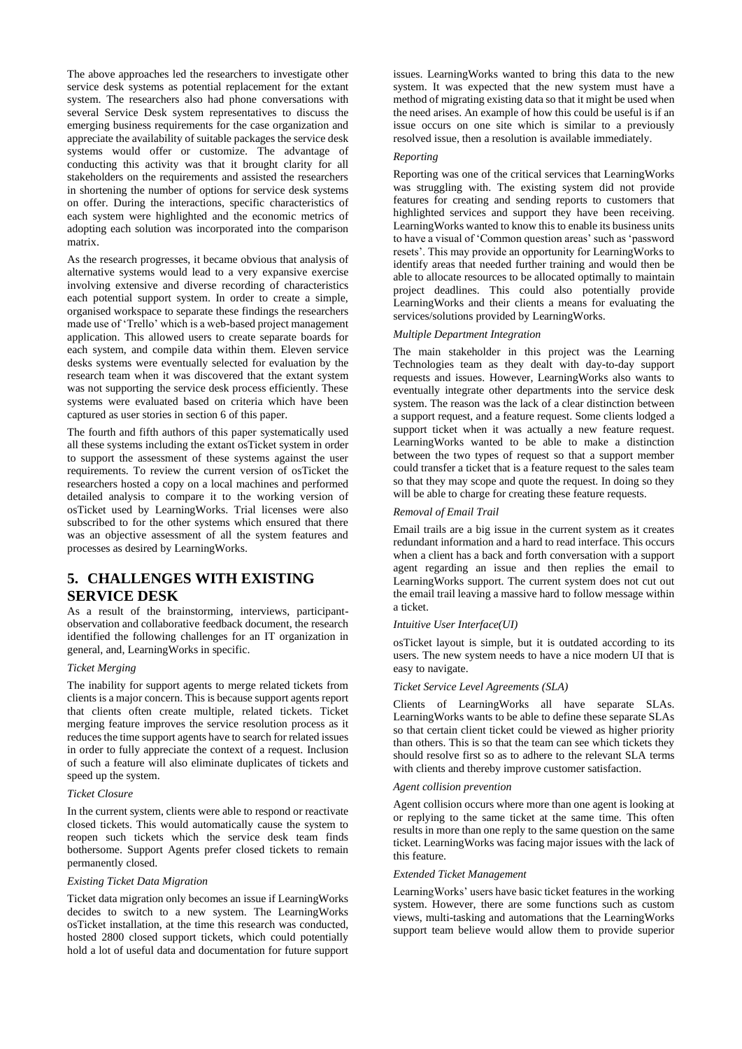The above approaches led the researchers to investigate other service desk systems as potential replacement for the extant system. The researchers also had phone conversations with several Service Desk system representatives to discuss the emerging business requirements for the case organization and appreciate the availability of suitable packages the service desk systems would offer or customize. The advantage of conducting this activity was that it brought clarity for all stakeholders on the requirements and assisted the researchers in shortening the number of options for service desk systems on offer. During the interactions, specific characteristics of each system were highlighted and the economic metrics of adopting each solution was incorporated into the comparison matrix.

As the research progresses, it became obvious that analysis of alternative systems would lead to a very expansive exercise involving extensive and diverse recording of characteristics each potential support system. In order to create a simple, organised workspace to separate these findings the researchers made use of 'Trello' which is a web-based project management application. This allowed users to create separate boards for each system, and compile data within them. Eleven service desks systems were eventually selected for evaluation by the research team when it was discovered that the extant system was not supporting the service desk process efficiently. These systems were evaluated based on criteria which have been captured as user stories in section 6 of this paper.

The fourth and fifth authors of this paper systematically used all these systems including the extant osTicket system in order to support the assessment of these systems against the user requirements. To review the current version of osTicket the researchers hosted a copy on a local machines and performed detailed analysis to compare it to the working version of osTicket used by LearningWorks. Trial licenses were also subscribed to for the other systems which ensured that there was an objective assessment of all the system features and processes as desired by LearningWorks.

## 5. CHALLENGES WITH EXISTING SERVICE DESK

As a result of the brainstorming, interviews, participant-observation and collaborative feedback document, the research identified the following challenges for an IT organization in general, and, LearningWorks in specific.

*Ticket Merging*

The inability for support agents to merge related tickets from clients is a major concern. This is because support agents report that clients often create multiple, related tickets. Ticket merging feature improves the service resolution process as it reduces the time support agents have to search for related issues in order to fully appreciate the context of a request. Inclusion of such a feature will also eliminate duplicates of tickets and speed up the system.

*Ticket Closure*

In the current system, clients were able to respond or reactivate closed tickets. This would automatically cause the system to reopen such tickets which the service desk team finds bothersome. Support Agents prefer closed tickets to remain permanently closed.

*Existing Ticket Data Migration*

Ticket data migration only becomes an issue if LearningWorks decides to switch to a new system. The LearningWorks osTicket installation, at the time this research was conducted, hosted 2800 closed support tickets, which could potentially hold a lot of useful data and documentation for future support issues. LearningWorks wanted to bring this data to the new system. It was expected that the new system must have a method of migrating existing data so that it might be used when the need arises. An example of how this could be useful is if an issue occurs on one site which is similar to a previously resolved issue, then a resolution is available immediately.

*Reporting*

Reporting was one of the critical services that LearningWorks was struggling with. The existing system did not provide features for creating and sending reports to customers that highlighted services and support they have been receiving. LearningWorks wanted to know this to enable its business units to have a visual of 'Common question areas' such as 'password resets'. This may provide an opportunity for LearningWorks to identify areas that needed further training and would then be able to allocate resources to be allocated optimally to maintain project deadlines. This could also potentially provide LearningWorks and their clients a means for evaluating the services/solutions provided by LearningWorks.

*Multiple Department Integration*

The main stakeholder in this project was the Learning Technologies team as they dealt with day-to-day support requests and issues. However, LearningWorks also wants to eventually integrate other departments into the service desk system. The reason was the lack of a clear distinction between a support request, and a feature request. Some clients lodged a support ticket when it was actually a new feature request. LearningWorks wanted to be able to make a distinction between the two types of request so that a support member could transfer a ticket that is a feature request to the sales team so that they may scope and quote the request. In doing so they will be able to charge for creating these feature requests.

*Removal of Email Trail*

Email trails are a big issue in the current system as it creates redundant information and a hard to read interface. This occurs when a client has a back and forth conversation with a support agent regarding an issue and then replies the email to LearningWorks support. The current system does not cut out the email trail leaving a massive hard to follow message within a ticket.

*Intuitive User Interface(UI)*

osTicket layout is simple, but it is outdated according to its users. The new system needs to have a nice modern UI that is easy to navigate.

*Ticket Service Level Agreements (SLA)*

Clients of LearningWorks all have separate SLAs. LearningWorks wants to be able to define these separate SLAs so that certain client ticket could be viewed as higher priority than others. This is so that the team can see which tickets they should resolve first so as to adhere to the relevant SLA terms with clients and thereby improve customer satisfaction.

*Agent collision prevention*

Agent collision occurs where more than one agent is looking at or replying to the same ticket at the same time. This often results in more than one reply to the same question on the same ticket. LearningWorks was facing major issues with the lack of this feature.

*Extended Ticket Management*

LearningWorks' users have basic ticket features in the working system. However, there are some functions such as custom views, multi-tasking and automations that the LearningWorks support team believe would allow them to provide superior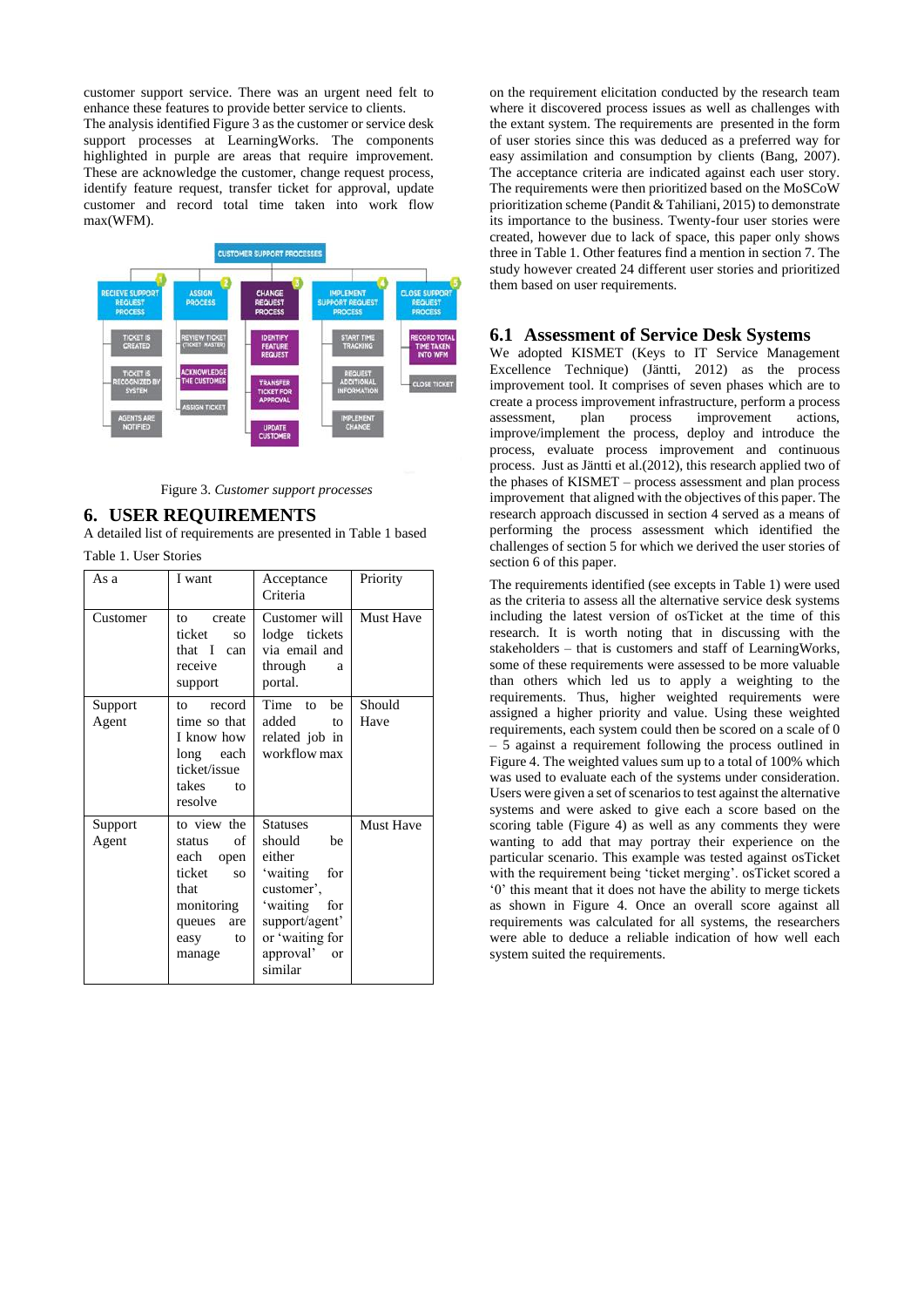customer support service. There was an urgent need felt to enhance these features to provide better service to clients.
The analysis identified Figure 3 as the customer or service desk support processes at LearningWorks. The components highlighted in purple are areas that require improvement. These are acknowledge the customer, change request process, identify feature request, transfer ticket for approval, update customer and record total time taken into work flow max(WFM).

Figure 3. *Customer support processes*

# 6. USER REQUIREMENTS

A detailed list of requirements are presented in Table 1 based on the requirement elicitation conducted by the research team where it discovered process issues as well as challenges with the extant system. The requirements are presented in the form of user stories since this was deduced as a preferred way for easy assimilation and consumption by clients (Bang, 2007). The acceptance criteria are indicated against each user story. The requirements were then prioritized based on the MoSCoW prioritization scheme (Pandit & Tahiliani, 2015) to demonstrate its importance to the business. Twenty-four user stories were created, however due to lack of space, this paper only shows three in Table 1. Other features find a mention in section 7. The study however created 24 different user stories and prioritized them based on user requirements.

Table 1. User Stories

| As a | I want | Acceptance Criteria | Priority |
|---|---|---|---|
| Customer | to create ticket so that I can receive support | Customer will lodge tickets via email and through a portal. | Must Have |
| Support Agent | to record time so that I know how long each ticket/issue takes to resolve | Time to be added to related job in workflow max | Should Have |
| Support Agent | to view the status of each open ticket so that monitoring queues are easy to manage | Statuses should be either 'waiting for customer', 'waiting for support/agent' or 'waiting for approval' or similar | Must Have |

## 6.1 Assessment of Service Desk Systems

We adopted KISMET (Keys to IT Service Management Excellence Technique) (Jäntti, 2012) as the process improvement tool. It comprises of seven phases which are to create a process improvement infrastructure, perform a process assessment, plan process improvement actions, improve/implement the process, deploy and introduce the process, evaluate process improvement and continuous process. Just as Jäntti et al.(2012), this research applied two of the phases of KISMET – process assessment and plan process improvement that aligned with the objectives of this paper. The research approach discussed in section 4 served as a means of performing the process assessment which identified the challenges of section 5 for which we derived the user stories of section 6 of this paper.

The requirements identified (see excepts in Table 1) were used as the criteria to assess all the alternative service desk systems including the latest version of osTicket at the time of this research. It is worth noting that in discussing with the stakeholders – that is customers and staff of LearningWorks, some of these requirements were assessed to be more valuable than others which led us to apply a weighting to the requirements. Thus, higher weighted requirements were assigned a higher priority and value. Using these weighted requirements, each system could then be scored on a scale of 0 – 5 against a requirement following the process outlined in Figure 4. The weighted values sum up to a total of 100% which was used to evaluate each of the systems under consideration. Users were given a set of scenarios to test against the alternative systems and were asked to give each a score based on the scoring table (Figure 4) as well as any comments they were wanting to add that may portray their experience on the particular scenario. This example was tested against osTicket with the requirement being 'ticket merging'. osTicket scored a '0' this meant that it does not have the ability to merge tickets as shown in Figure 4. Once an overall score against all requirements was calculated for all systems, the researchers were able to deduce a reliable indication of how well each system suited the requirements.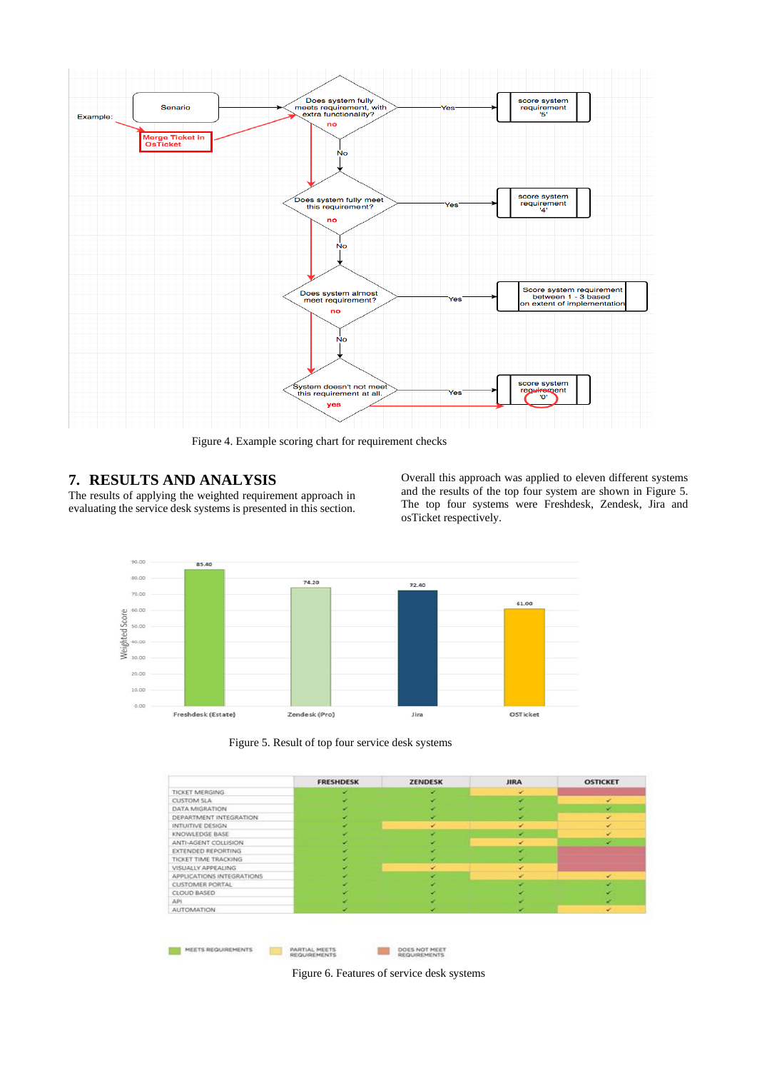Figure 4. Example scoring chart for requirement checks

## 7. RESULTS AND ANALYSIS

The results of applying the weighted requirement approach in evaluating the service desk systems is presented in this section.

Overall this approach was applied to eleven different systems and the results of the top four system are shown in Figure 5. The top four systems were Freshdesk, Zendesk, Jira and osTicket respectively.

Figure 5. Result of top four service desk systems

Figure 6. Features of service desk systems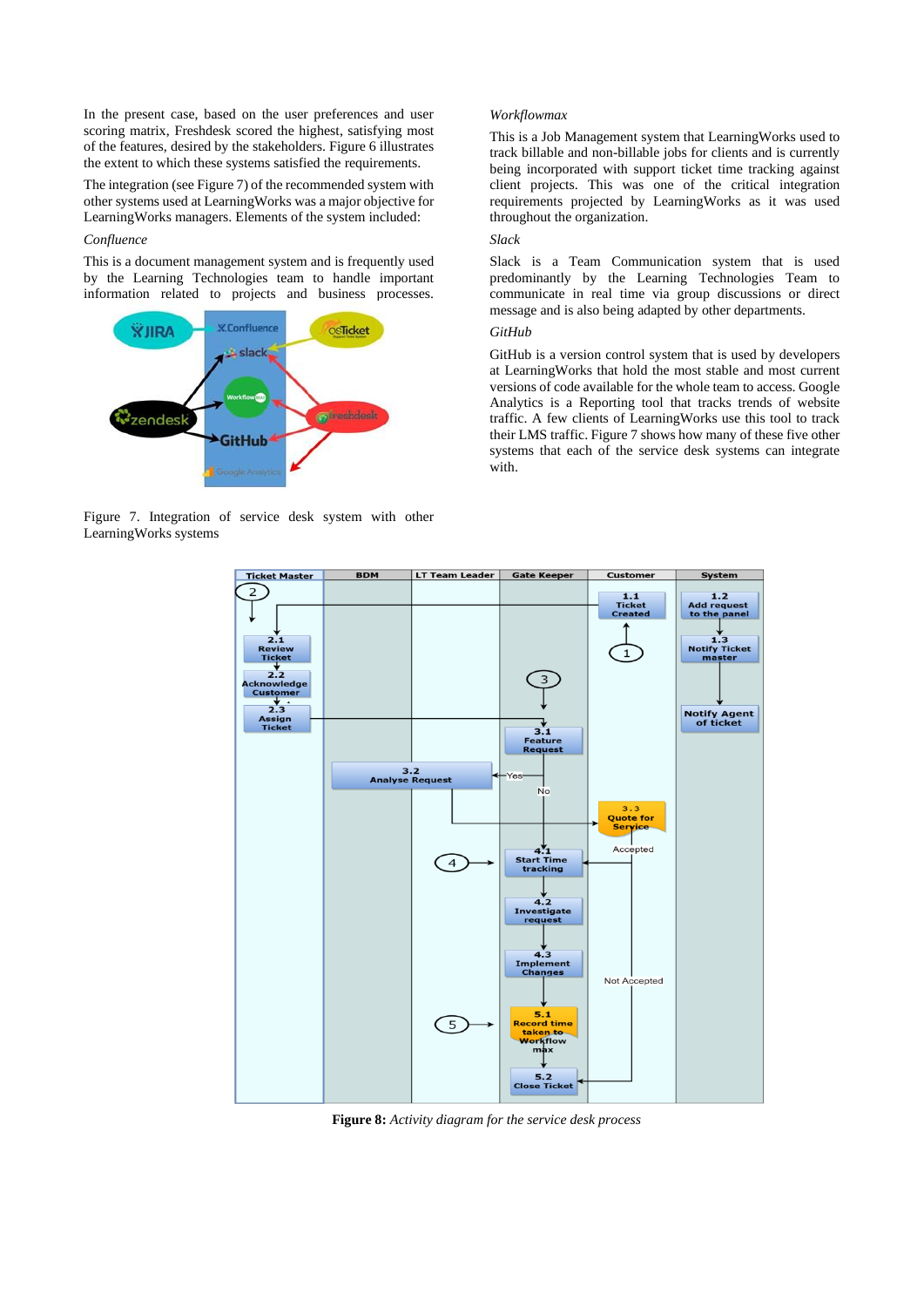In the present case, based on the user preferences and user scoring matrix, Freshdesk scored the highest, satisfying most of the features, desired by the stakeholders. Figure 6 illustrates the extent to which these systems satisfied the requirements.

The integration (see Figure 7) of the recommended system with other systems used at LearningWorks was a major objective for LearningWorks managers. Elements of the system included:

*Confluence*

This is a document management system and is frequently used by the Learning Technologies team to handle important information related to projects and business processes.

Figure 7. Integration of service desk system with other LearningWorks systems

*Workflowmax*

This is a Job Management system that LearningWorks used to track billable and non-billable jobs for clients and is currently being incorporated with support ticket time tracking against client projects. This was one of the critical integration requirements projected by LearningWorks as it was used throughout the organization.

*Slack*

Slack is a Team Communication system that is used predominantly by the Learning Technologies Team to communicate in real time via group discussions or direct message and is also being adapted by other departments.

*GitHub*

GitHub is a version control system that is used by developers at LearningWorks that hold the most stable and most current versions of code available for the whole team to access. Google Analytics is a Reporting tool that tracks trends of website traffic. A few clients of LearningWorks use this tool to track their LMS traffic. Figure 7 shows how many of these five other systems that each of the service desk systems can integrate with.

**Figure 8:** *Activity diagram for the service desk process*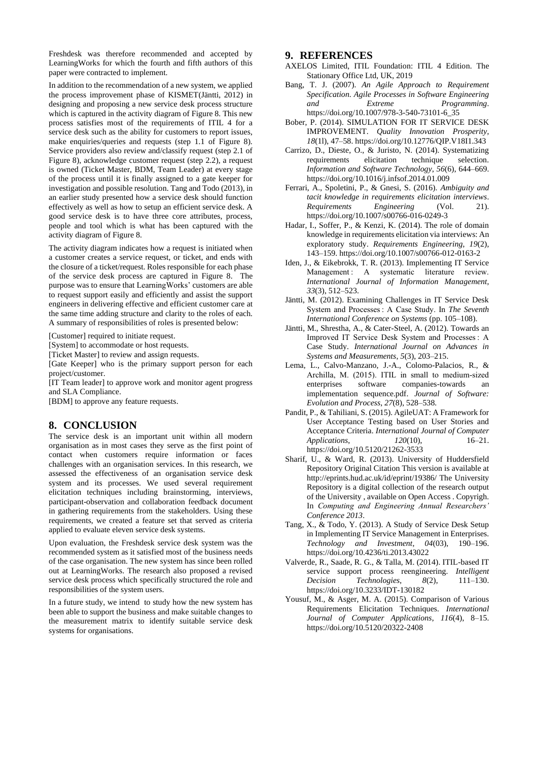Freshdesk was therefore recommended and accepted by LearningWorks for which the fourth and fifth authors of this paper were contracted to implement.

In addition to the recommendation of a new system, we applied the process improvement phase of KISMET(Jäntti, 2012) in designing and proposing a new service desk process structure which is captured in the activity diagram of Figure 8. This new process satisfies most of the requirements of ITIL 4 for a service desk such as the ability for customers to report issues, make enquiries/queries and requests (step 1.1 of Figure 8). Service providers also review and/classify request (step 2.1 of Figure 8), acknowledge customer request (step 2.2), a request is owned (Ticket Master, BDM, Team Leader) at every stage of the process until it is finally assigned to a gate keeper for investigation and possible resolution. Tang and Todo (2013), in an earlier study presented how a service desk should function effectively as well as how to setup an efficient service desk. A good service desk is to have three core attributes, process, people and tool which is what has been captured with the activity diagram of Figure 8.

The activity diagram indicates how a request is initiated when a customer creates a service request, or ticket, and ends with the closure of a ticket/request. Roles responsible for each phase of the service desk process are captured in Figure 8. The purpose was to ensure that LearningWorks' customers are able to request support easily and efficiently and assist the support engineers in delivering effective and efficient customer care at the same time adding structure and clarity to the roles of each. A summary of responsibilities of roles is presented below:

[Customer] required to initiate request.

[System] to accommodate or host requests.

[Ticket Master] to review and assign requests.

[Gate Keeper] who is the primary support person for each project/customer.

[IT Team leader] to approve work and monitor agent progress and SLA Compliance.

[BDM] to approve any feature requests.

## 8. CONCLUSION

The service desk is an important unit within all modern organisation as in most cases they serve as the first point of contact when customers require information or faces challenges with an organisation services. In this research, we assessed the effectiveness of an organisation service desk system and its processes. We used several requirement elicitation techniques including brainstorming, interviews, participant-observation and collaboration feedback document in gathering requirements from the stakeholders. Using these requirements, we created a feature set that served as criteria applied to evaluate eleven service desk systems.

Upon evaluation, the Freshdesk service desk system was the recommended system as it satisfied most of the business needs of the case organisation. The new system has since been rolled out at LearningWorks. The research also proposed a revised service desk process which specifically structured the role and responsibilities of the system users.

In a future study, we intend to study how the new system has been able to support the business and make suitable changes to the measurement matrix to identify suitable service desk systems for organisations.

## 9. REFERENCES

AXELOS Limited, ITIL Foundation: ITIL 4 Edition. The Stationary Office Ltd, UK, 2019

Bang, T. J. (2007). *An Agile Approach to Requirement Specification. Agile Processes in Software Engineering and Extreme Programming*. https://doi.org/10.1007/978-3-540-73101-6_35

Bober, P. (2014). SIMULATION FOR IT SERVICE DESK IMPROVEMENT. *Quality Innovation Prosperity*, *18*(1l), 47–58. https://doi.org/10.12776/QIP.V18I1.343

Carrizo, D., Dieste, O., & Juristo, N. (2014). Systematizing requirements elicitation technique selection. *Information and Software Technology*, *56*(6), 644–669. https://doi.org/10.1016/j.infsof.2014.01.009

Ferrari, A., Spoletini, P., & Gnesi, S. (2016). *Ambiguity and tacit knowledge in requirements elicitation interviews*. *Requirements Engineering* (Vol. 21). https://doi.org/10.1007/s00766-016-0249-3

Hadar, I., Soffer, P., & Kenzi, K. (2014). The role of domain knowledge in requirements elicitation via interviews: An exploratory study. *Requirements Engineering*, *19*(2), 143–159. https://doi.org/10.1007/s00766-012-0163-2

Iden, J., & Eikebrokk, T. R. (2013). Implementing IT Service Management : A systematic literature review. *International Journal of Information Management*, *33*(3), 512–523.

Jäntti, M. (2012). Examining Challenges in IT Service Desk System and Processes : A Case Study. In *The Seventh International Conference on Systems* (pp. 105–108).

Jäntti, M., Shrestha, A., & Cater-Steel, A. (2012). Towards an Improved IT Service Desk System and Processes : A Case Study. *International Journal on Advances in Systems and Measurements*, *5*(3), 203–215.

Lema, L., Calvo-Manzano, J.-A., Colomo-Palacios, R., & Archilla, M. (2015). ITIL in small to medium-sized enterprises software companies-towards an implementation sequence.pdf. *Journal of Software: Evolution and Process*, *27*(8), 528–538.

Pandit, P., & Tahiliani, S. (2015). AgileUAT: A Framework for User Acceptance Testing based on User Stories and Acceptance Criteria. *International Journal of Computer Applications*, *120*(10), 16–21. https://doi.org/10.5120/21262-3533

Sharif, U., & Ward, R. (2013). University of Huddersfield Repository Original Citation This version is available at http://eprints.hud.ac.uk/id/eprint/19386/ The University Repository is a digital collection of the research output of the University , available on Open Access . Copyrigh. In *Computing and Engineering Annual Researchers' Conference 2013*.

Tang, X., & Todo, Y. (2013). A Study of Service Desk Setup in Implementing IT Service Management in Enterprises. *Technology and Investment*, *04*(03), 190–196. https://doi.org/10.4236/ti.2013.43022

Valverde, R., Saade, R. G., & Talla, M. (2014). ITIL-based IT service support process reengineering. *Intelligent Decision Technologies*, *8*(2), 111–130. https://doi.org/10.3233/IDT-130182

Yousuf, M., & Asger, M. A. (2015). Comparison of Various Requirements Elicitation Techniques. *International Journal of Computer Applications*, *116*(4), 8–15. https://doi.org/10.5120/20322-2408